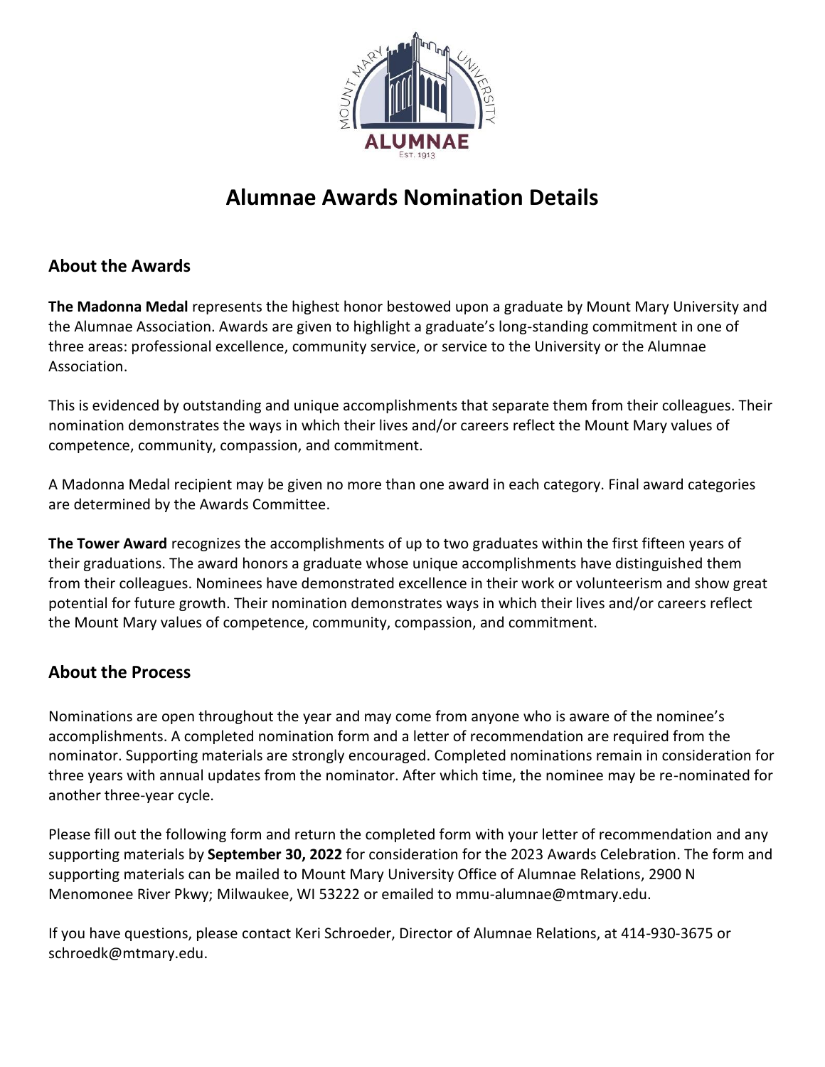# Alumnae Awards Nomination Details

## About the Awards

**The Madonna Medal** represents the highest honor bestowed upon a graduate by Mount Mary University and the Alumnae Association. Awards are given to highlight a graduate's long-standing commitment in one of three areas: professional excellence, community service, or service to the University or the Alumnae Association.

This is evidenced by outstanding and unique accomplishments that separate them from their colleagues. Their nomination demonstrates the ways in which their lives and/or careers reflect the Mount Mary values of competence, community, compassion, and commitment.

A Madonna Medal recipient may be given no more than one award in each category. Final award categories are determined by the Awards Committee.

**The Tower Award** recognizes the accomplishments of up to two graduates within the first fifteen years of their graduations. The award honors a graduate whose unique accomplishments have distinguished them from their colleagues. Nominees have demonstrated excellence in their work or volunteerism and show great potential for future growth. Their nomination demonstrates ways in which their lives and/or careers reflect the Mount Mary values of competence, community, compassion, and commitment.

## About the Process

Nominations are open throughout the year and may come from anyone who is aware of the nominee's accomplishments. A completed nomination form and a letter of recommendation are required from the nominator. Supporting materials are strongly encouraged. Completed nominations remain in consideration for three years with annual updates from the nominator. After which time, the nominee may be re-nominated for another three-year cycle.

Please fill out the following form and return the completed form with your letter of recommendation and any supporting materials by **September 30, 2022** for consideration for the 2023 Awards Celebration. The form and supporting materials can be mailed to Mount Mary University Office of Alumnae Relations, 2900 N Menomonee River Pkwy; Milwaukee, WI 53222 or emailed to mmu-alumnae@mtmary.edu.

If you have questions, please contact Keri Schroeder, Director of Alumnae Relations, at 414-930-3675 or schroedk@mtmary.edu.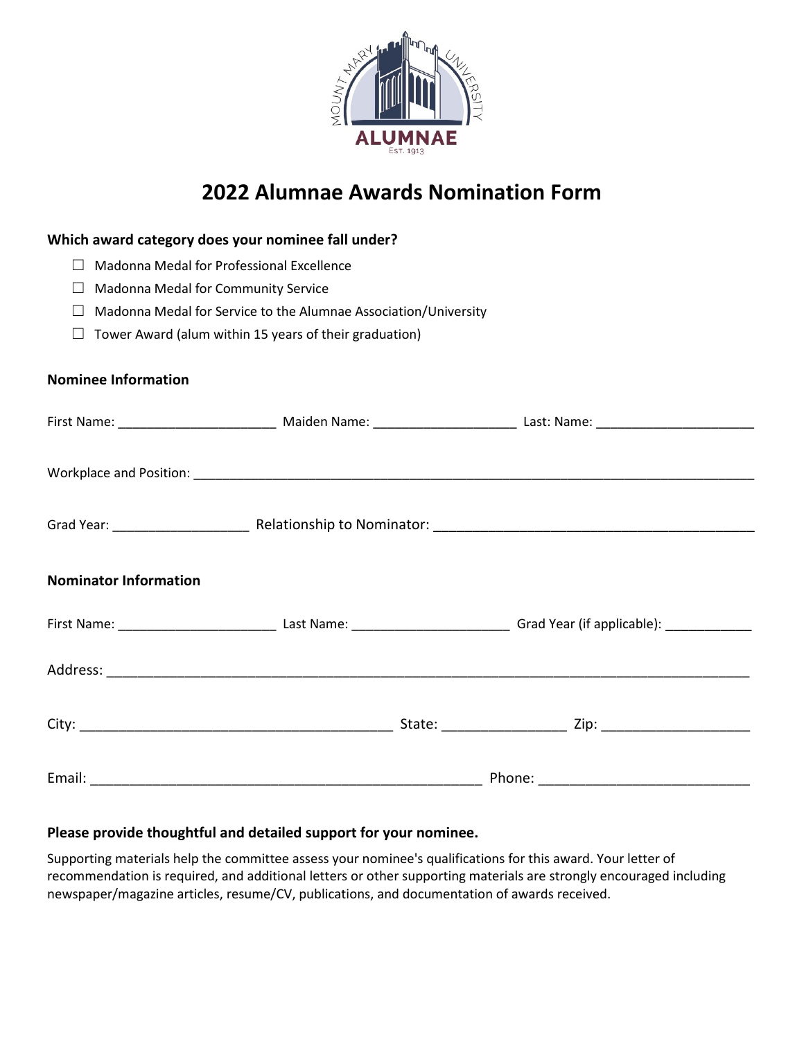# 2022 Alumnae Awards Nomination Form

**Which award category does your nominee fall under?**

- ☐ Madonna Medal for Professional Excellence
- ☐ Madonna Medal for Community Service
- ☐ Madonna Medal for Service to the Alumnae Association/University
- ☐ Tower Award (alum within 15 years of their graduation)

**Nominee Information**

First Name: ______________________ Maiden Name: ____________________ Last: Name: ______________________

Workplace and Position: ________________________________________________________________________________

Grad Year: ___________________ Relationship to Nominator: __________________________________________

**Nominator Information**

First Name: ______________________ Last Name: ______________________ Grad Year (if applicable): ____________

Address: ________________________________________________________________________________________

City: ________________________________________ State: ________________ Zip: ____________________

Email: ___________________________________________________ Phone: ___________________________

**Please provide thoughtful and detailed support for your nominee.**

Supporting materials help the committee assess your nominee's qualifications for this award. Your letter of recommendation is required, and additional letters or other supporting materials are strongly encouraged including newspaper/magazine articles, resume/CV, publications, and documentation of awards received.